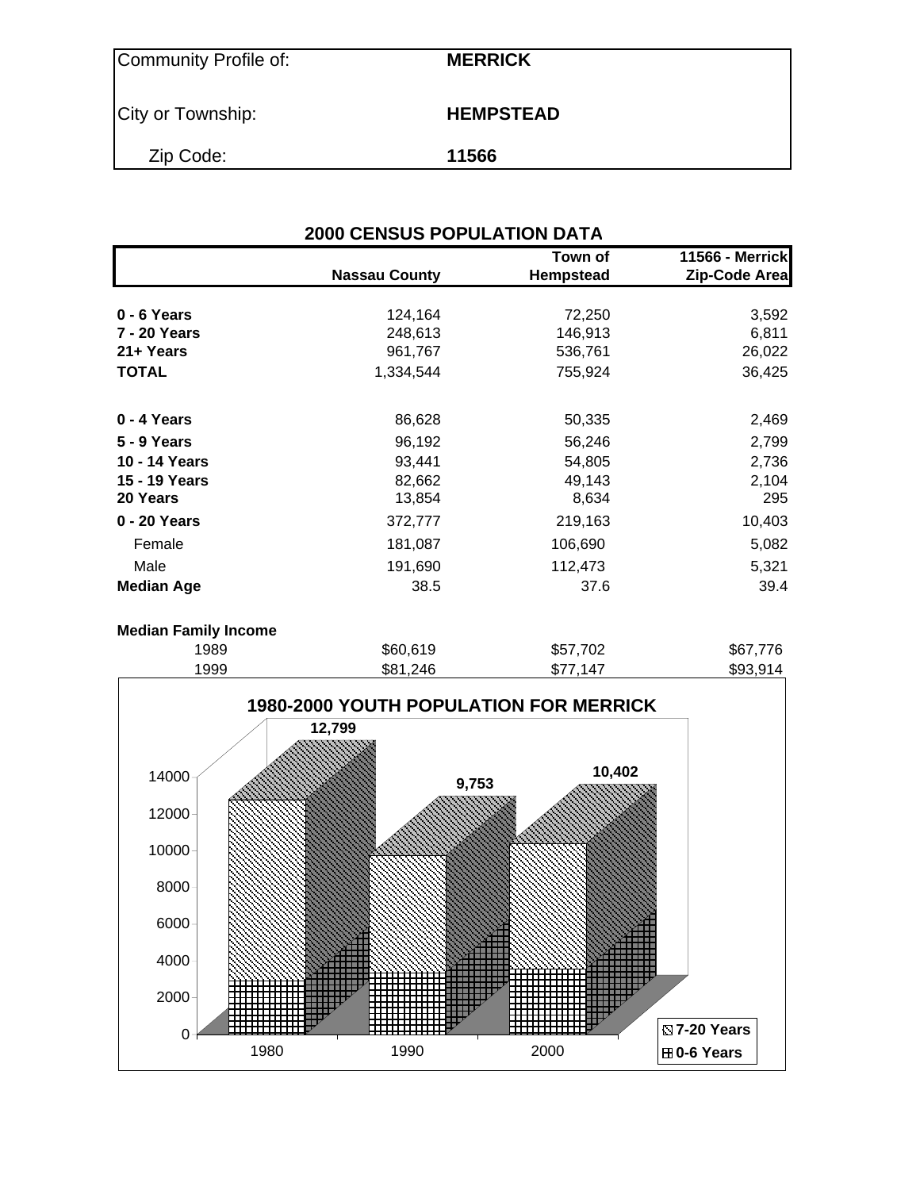| Community Profile of: | MERRICK |
|---|---|
| City or Township: | HEMPSTEAD |
| Zip Code: | 11566 |

## 2000 CENSUS POPULATION DATA

| | Nassau County | Town of Hempstead | 11566 - Merrick Zip-Code Area |
|---|---|---|---|
| **0 - 6 Years** | 124,164 | 72,250 | 3,592 |
| **7 - 20 Years** | 248,613 | 146,913 | 6,811 |
| **21+ Years** | 961,767 | 536,761 | 26,022 |
| **TOTAL** | 1,334,544 | 755,924 | 36,425 |
| **0 - 4 Years** | 86,628 | 50,335 | 2,469 |
| **5 - 9 Years** | 96,192 | 56,246 | 2,799 |
| **10 - 14 Years** | 93,441 | 54,805 | 2,736 |
| **15 - 19 Years** | 82,662 | 49,143 | 2,104 |
| **20 Years** | 13,854 | 8,634 | 295 |
| **0 - 20 Years** | 372,777 | 219,163 | 10,403 |
| Female | 181,087 | 106,690 | 5,082 |
| Male | 191,690 | 112,473 | 5,321 |
| **Median Age** | 38.5 | 37.6 | 39.4 |
| **Median Family Income** | | | |
| 1989 | $60,619 | $57,702 | $67,776 |
| 1999 | $81,246 | $77,147 | $93,914 |

### 1980-2000 YOUTH POPULATION FOR MERRICK

| Year | Total (0-20 Years) |
|---|---|
| 1980 | 12,799 |
| 1990 | 9,753 |
| 2000 | 10,402 |

Legend: 7-20 Years; 0-6 Years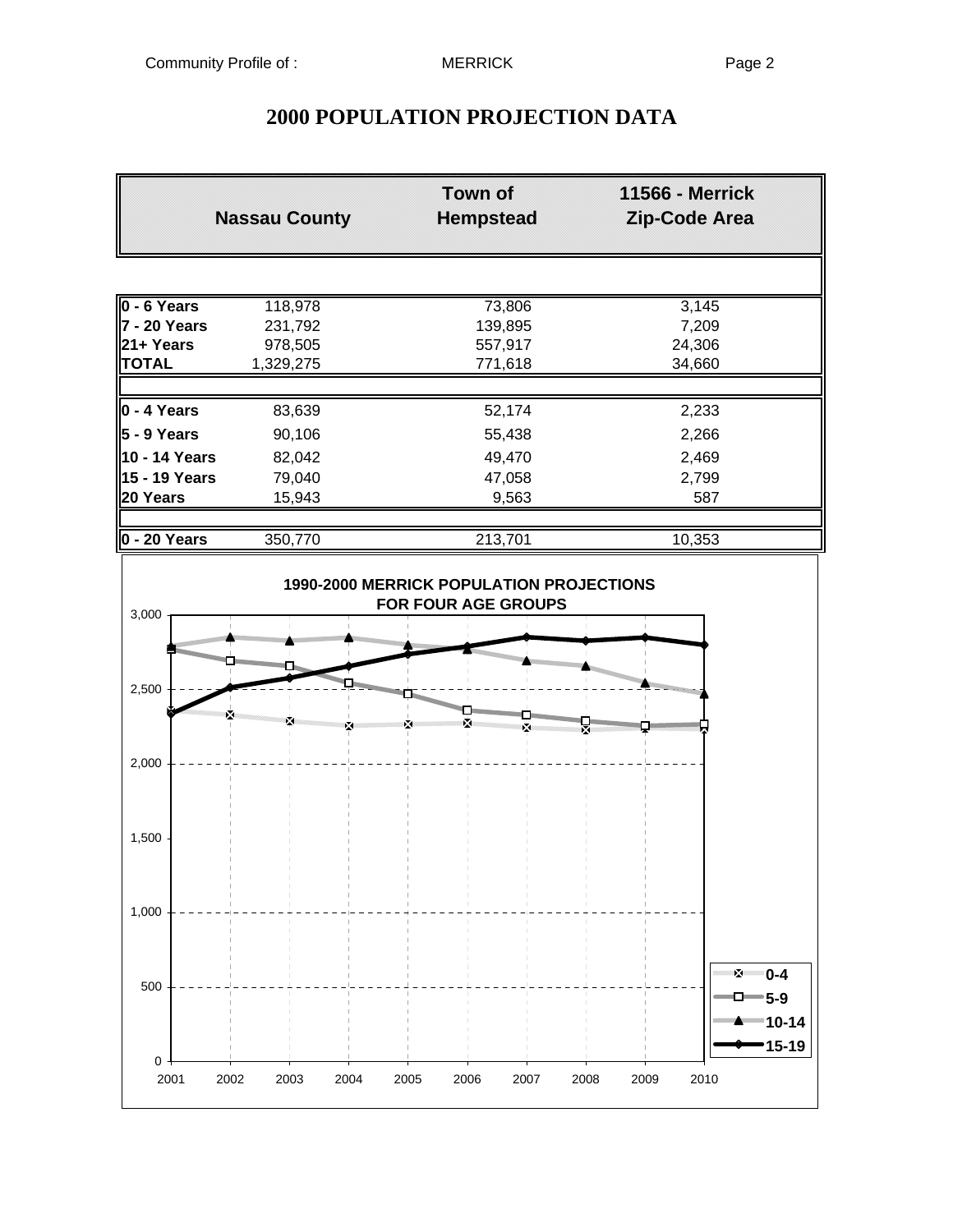# 2000 POPULATION PROJECTION DATA

| | Nassau County | Town of Hempstead | 11566 - Merrick Zip-Code Area |
|---|---|---|---|
| **0 - 6 Years** | 118,978 | 73,806 | 3,145 |
| **7 - 20 Years** | 231,792 | 139,895 | 7,209 |
| **21+ Years** | 978,505 | 557,917 | 24,306 |
| **TOTAL** | 1,329,275 | 771,618 | 34,660 |
| | | | |
| **0 - 4 Years** | 83,639 | 52,174 | 2,233 |
| **5 - 9 Years** | 90,106 | 55,438 | 2,266 |
| **10 - 14 Years** | 82,042 | 49,470 | 2,469 |
| **15 - 19 Years** | 79,040 | 47,058 | 2,799 |
| **20 Years** | 15,943 | 9,563 | 587 |
| | | | |
| **0 - 20 Years** | 350,770 | 213,701 | 10,353 |

**1990-2000 MERRICK POPULATION PROJECTIONS FOR FOUR AGE GROUPS**

(Line chart, 2001–2010, y-axis 0–3,000; series: 0-4, 5-9, 10-14, 15-19)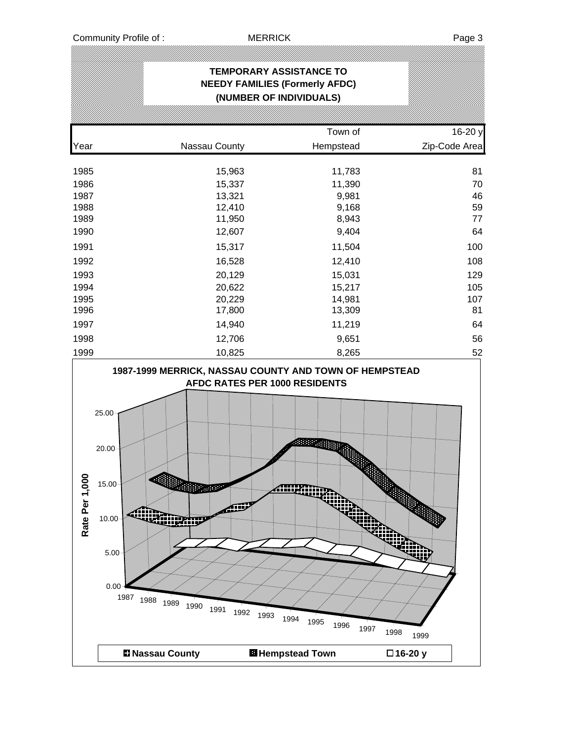## TEMPORARY ASSISTANCE TO NEEDY FAMILIES (Formerly AFDC) (NUMBER OF INDIVIDUALS)

| Year | Nassau County | Town of Hempstead | 16-20 y Zip-Code Area |
|---|---|---|---|
| 1985 | 15,963 | 11,783 | 81 |
| 1986 | 15,337 | 11,390 | 70 |
| 1987 | 13,321 | 9,981 | 46 |
| 1988 | 12,410 | 9,168 | 59 |
| 1989 | 11,950 | 8,943 | 77 |
| 1990 | 12,607 | 9,404 | 64 |
| 1991 | 15,317 | 11,504 | 100 |
| 1992 | 16,528 | 12,410 | 108 |
| 1993 | 20,129 | 15,031 | 129 |
| 1994 | 20,622 | 15,217 | 105 |
| 1995 | 20,229 | 14,981 | 107 |
| 1996 | 17,800 | 13,309 | 81 |
| 1997 | 14,940 | 11,219 | 64 |
| 1998 | 12,706 | 9,651 | 56 |
| 1999 | 10,825 | 8,265 | 52 |

**1987-1999 MERRICK, NASSAU COUNTY AND TOWN OF HEMPSTEAD AFDC RATES PER 1000 RESIDENTS**

Rate Per 1,000: 0.00, 5.00, 10.00, 15.00, 20.00, 25.00

Years: 1987, 1988, 1989, 1990, 1991, 1992, 1993, 1994, 1995, 1996, 1997, 1998, 1999

Legend: Nassau County, Hempstead Town, 16-20 y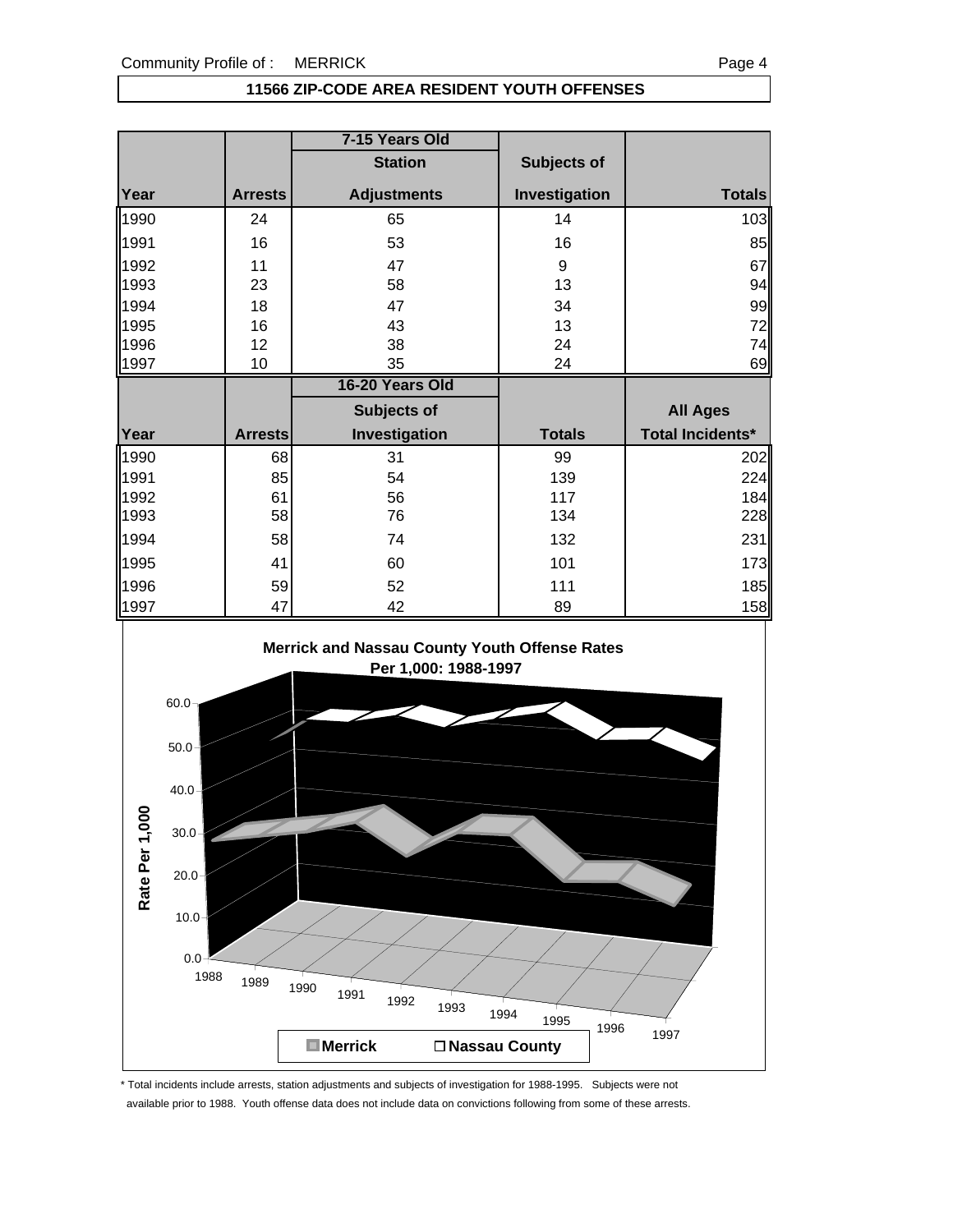## 11566 ZIP-CODE AREA RESIDENT YOUTH OFFENSES

| | | 7-15 Years Old | | |
|---|---|---|---|---|
| | | Station | Subjects of | |
| Year | Arrests | Adjustments | Investigation | Totals |
| 1990 | 24 | 65 | 14 | 103 |
| 1991 | 16 | 53 | 16 | 85 |
| 1992 | 11 | 47 | 9 | 67 |
| 1993 | 23 | 58 | 13 | 94 |
| 1994 | 18 | 47 | 34 | 99 |
| 1995 | 16 | 43 | 13 | 72 |
| 1996 | 12 | 38 | 24 | 74 |
| 1997 | 10 | 35 | 24 | 69 |

| | | 16-20 Years Old | | |
|---|---|---|---|---|
| | | Subjects of | | All Ages |
| Year | Arrests | Investigation | Totals | Total Incidents* |
| 1990 | 68 | 31 | 99 | 202 |
| 1991 | 85 | 54 | 139 | 224 |
| 1992 | 61 | 56 | 117 | 184 |
| 1993 | 58 | 76 | 134 | 228 |
| 1994 | 58 | 74 | 132 | 231 |
| 1995 | 41 | 60 | 101 | 173 |
| 1996 | 59 | 52 | 111 | 185 |
| 1997 | 47 | 42 | 89 | 158 |

**Merrick and Nassau County Youth Offense Rates Per 1,000: 1988-1997**

Rate Per 1,000

Merrick | Nassau County

\* Total incidents include arrests, station adjustments and subjects of investigation for 1988-1995. Subjects were not available prior to 1988. Youth offense data does not include data on convictions following from some of these arrests.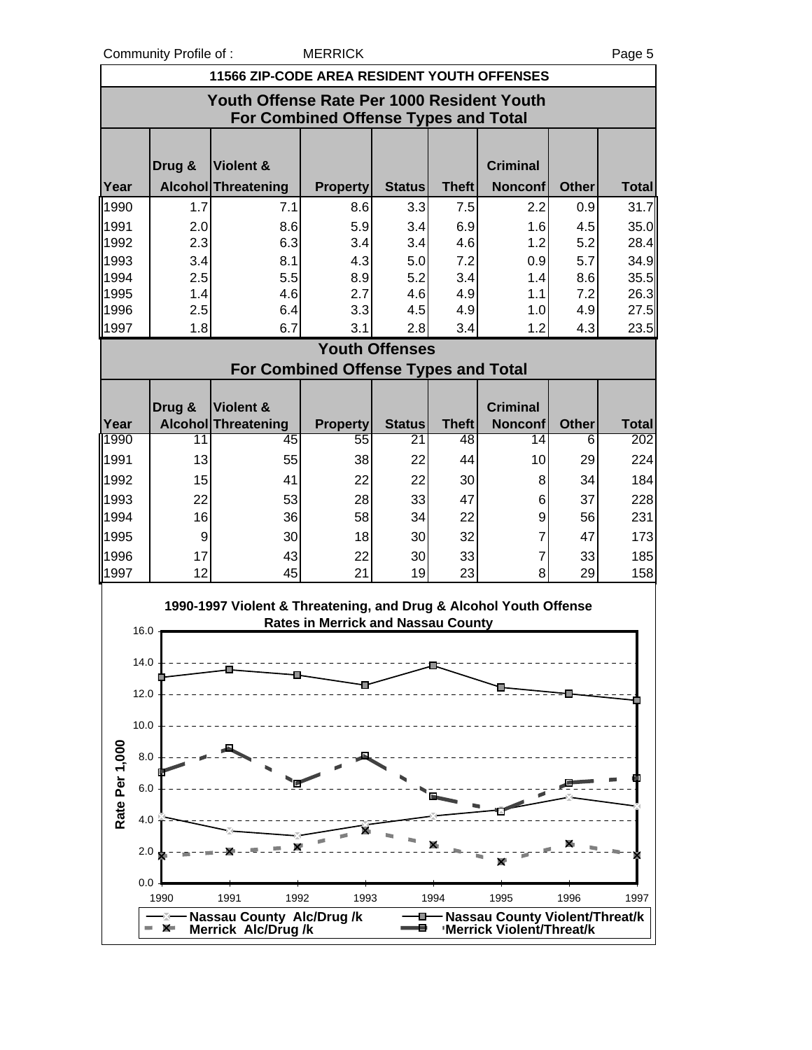## 11566 ZIP-CODE AREA RESIDENT YOUTH OFFENSES

### Youth Offense Rate Per 1000 Resident Youth For Combined Offense Types and Total

| Year | Drug & Alcohol | Violent & Threatening | Property | Status | Theft | Criminal Nonconf | Other | Total |
|---|---|---|---|---|---|---|---|---|
| 1990 | 1.7 | 7.1 | 8.6 | 3.3 | 7.5 | 2.2 | 0.9 | 31.7 |
| 1991 | 2.0 | 8.6 | 5.9 | 3.4 | 6.9 | 1.6 | 4.5 | 35.0 |
| 1992 | 2.3 | 6.3 | 3.4 | 3.4 | 4.6 | 1.2 | 5.2 | 28.4 |
| 1993 | 3.4 | 8.1 | 4.3 | 5.0 | 7.2 | 0.9 | 5.7 | 34.9 |
| 1994 | 2.5 | 5.5 | 8.9 | 5.2 | 3.4 | 1.4 | 8.6 | 35.5 |
| 1995 | 1.4 | 4.6 | 2.7 | 4.6 | 4.9 | 1.1 | 7.2 | 26.3 |
| 1996 | 2.5 | 6.4 | 3.3 | 4.5 | 4.9 | 1.0 | 4.9 | 27.5 |
| 1997 | 1.8 | 6.7 | 3.1 | 2.8 | 3.4 | 1.2 | 4.3 | 23.5 |

### Youth Offenses For Combined Offense Types and Total

| Year | Drug & Alcohol | Violent & Threatening | Property | Status | Theft | Criminal Nonconf | Other | Total |
|---|---|---|---|---|---|---|---|---|
| 1990 | 11 | 45 | 55 | 21 | 48 | 14 | 6 | 202 |
| 1991 | 13 | 55 | 38 | 22 | 44 | 10 | 29 | 224 |
| 1992 | 15 | 41 | 22 | 22 | 30 | 8 | 34 | 184 |
| 1993 | 22 | 53 | 28 | 33 | 47 | 6 | 37 | 228 |
| 1994 | 16 | 36 | 58 | 34 | 22 | 9 | 56 | 231 |
| 1995 | 9 | 30 | 18 | 30 | 32 | 7 | 47 | 173 |
| 1996 | 17 | 43 | 22 | 30 | 33 | 7 | 33 | 185 |
| 1997 | 12 | 45 | 21 | 19 | 23 | 8 | 29 | 158 |

**1990-1997 Violent & Threatening, and Drug & Alcohol Youth Offense Rates in Merrick and Nassau County**

Legend: Nassau County Alc/Drug /k; Merrick Alc/Drug /k; Nassau County Violent/Threat/k; Merrick Violent/Threat/k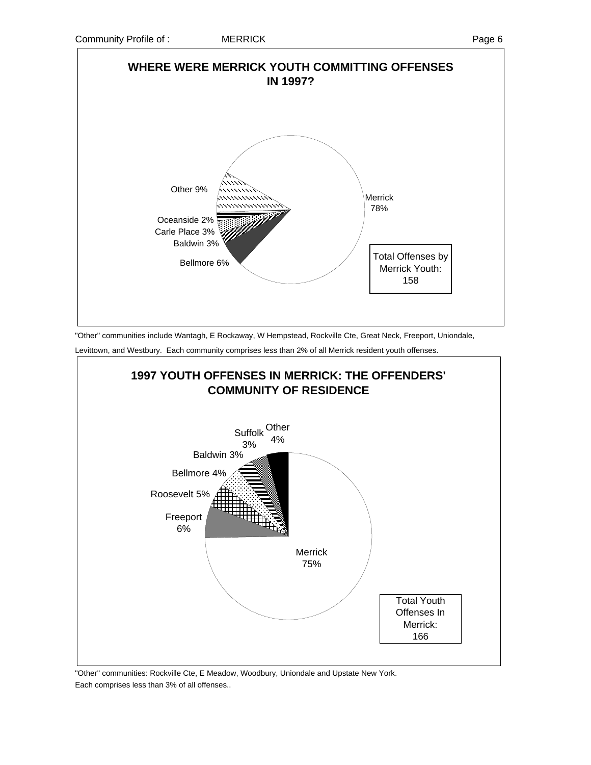## WHERE WERE MERRICK YOUTH COMMITTING OFFENSES IN 1997?

Merrick 78%

Bellmore 6%

Baldwin 3%

Carle Place 3%

Oceanside 2%

Other 9%

Total Offenses by Merrick Youth: 158

"Other" communities include Wantagh, E Rockaway, W Hempstead, Rockville Cte, Great Neck, Freeport, Uniondale, Levittown, and Westbury. Each community comprises less than 2% of all Merrick resident youth offenses.

## 1997 YOUTH OFFENSES IN MERRICK: THE OFFENDERS' COMMUNITY OF RESIDENCE

Merrick 75%

Freeport 6%

Roosevelt 5%

Bellmore 4%

Baldwin 3%

Suffolk 3%

Other 4%

Total Youth Offenses In Merrick: 166

"Other" communities: Rockville Cte, E Meadow, Woodbury, Uniondale and Upstate New York. Each comprises less than 3% of all offenses..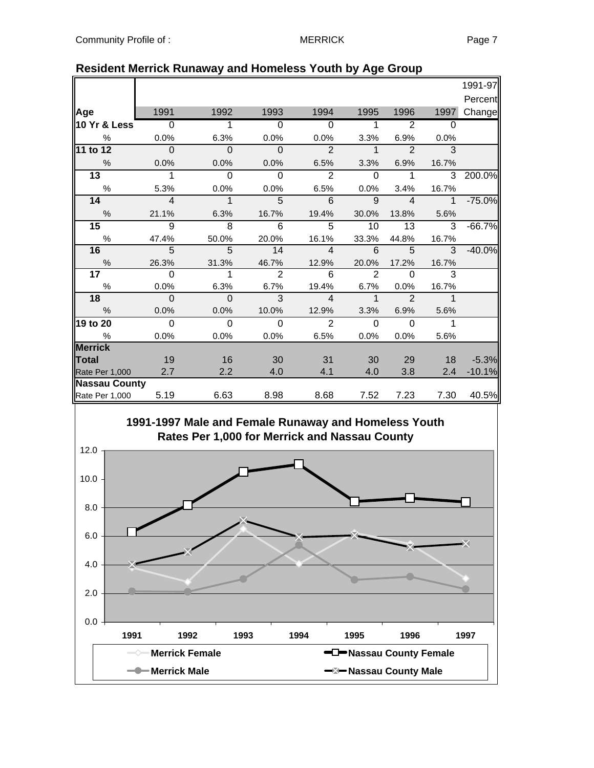## Resident Merrick Runaway and Homeless Youth by Age Group

| Age | 1991 | 1992 | 1993 | 1994 | 1995 | 1996 | 1997 | 1991-97 Percent Change |
|---|---|---|---|---|---|---|---|---|
| **10 Yr & Less** | 0 | 1 | 0 | 0 | 1 | 2 | 0 | |
| % | 0.0% | 6.3% | 0.0% | 0.0% | 3.3% | 6.9% | 0.0% | |
| **11 to 12** | 0 | 0 | 0 | 2 | 1 | 2 | 3 | |
| % | 0.0% | 0.0% | 0.0% | 6.5% | 3.3% | 6.9% | 16.7% | |
| **13** | 1 | 0 | 0 | 2 | 0 | 1 | 3 | 200.0% |
| % | 5.3% | 0.0% | 0.0% | 6.5% | 0.0% | 3.4% | 16.7% | |
| **14** | 4 | 1 | 5 | 6 | 9 | 4 | 1 | -75.0% |
| % | 21.1% | 6.3% | 16.7% | 19.4% | 30.0% | 13.8% | 5.6% | |
| **15** | 9 | 8 | 6 | 5 | 10 | 13 | 3 | -66.7% |
| % | 47.4% | 50.0% | 20.0% | 16.1% | 33.3% | 44.8% | 16.7% | |
| **16** | 5 | 5 | 14 | 4 | 6 | 5 | 3 | -40.0% |
| % | 26.3% | 31.3% | 46.7% | 12.9% | 20.0% | 17.2% | 16.7% | |
| **17** | 0 | 1 | 2 | 6 | 2 | 0 | 3 | |
| % | 0.0% | 6.3% | 6.7% | 19.4% | 6.7% | 0.0% | 16.7% | |
| **18** | 0 | 0 | 3 | 4 | 1 | 2 | 1 | |
| % | 0.0% | 0.0% | 10.0% | 12.9% | 3.3% | 6.9% | 5.6% | |
| **19 to 20** | 0 | 0 | 0 | 2 | 0 | 0 | 1 | |
| % | 0.0% | 0.0% | 0.0% | 6.5% | 0.0% | 0.0% | 5.6% | |
| **Merrick Total** | 19 | 16 | 30 | 31 | 30 | 29 | 18 | -5.3% |
| Rate Per 1,000 | 2.7 | 2.2 | 4.0 | 4.1 | 4.0 | 3.8 | 2.4 | -10.1% |
| **Nassau County** | | | | | | | | |
| Rate Per 1,000 | 5.19 | 6.63 | 8.98 | 8.68 | 7.52 | 7.23 | 7.30 | 40.5% |

### 1991-1997 Male and Female Runaway and Homeless Youth Rates Per 1,000 for Merrick and Nassau County

Legend: Merrick Female, Merrick Male, Nassau County Female, Nassau County Male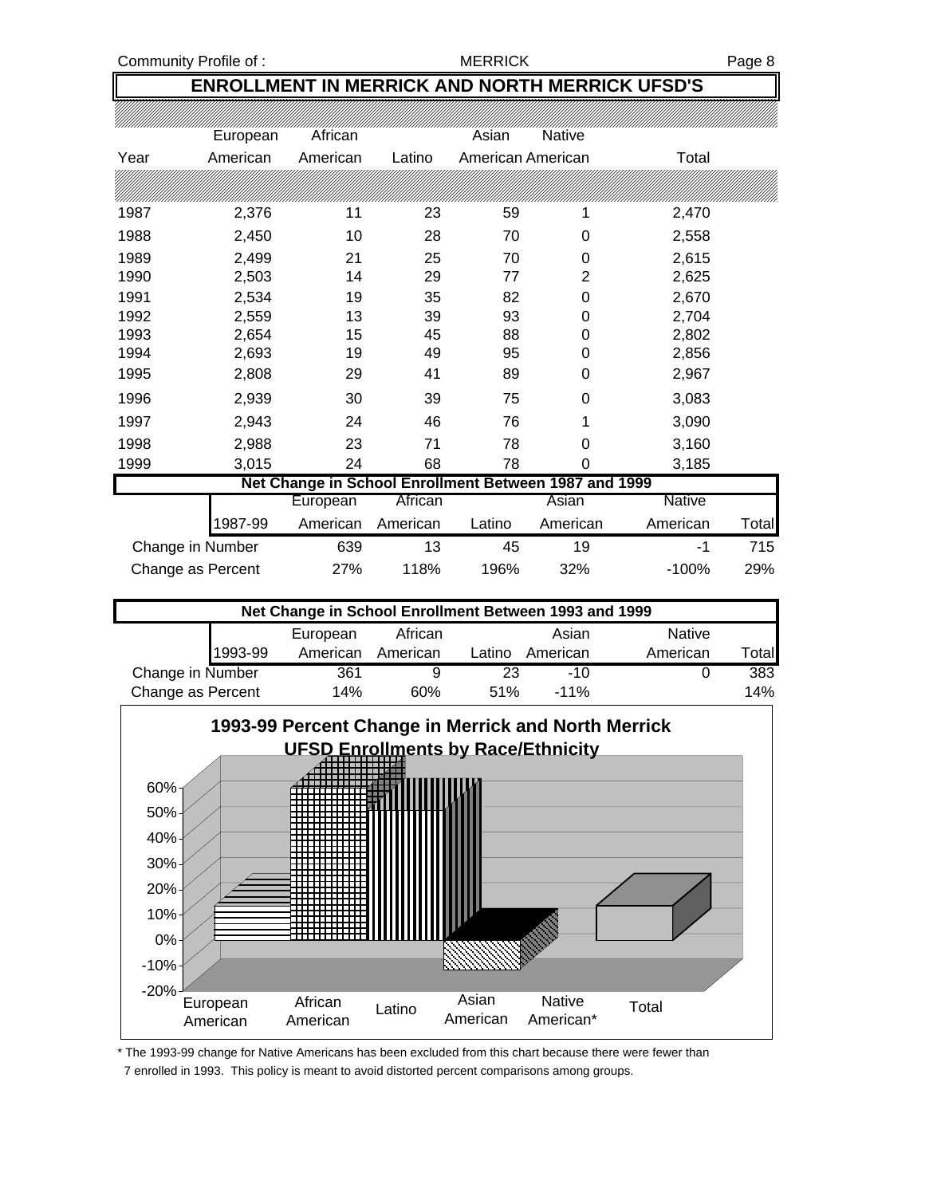## ENROLLMENT IN MERRICK AND NORTH MERRICK UFSD'S

| Year | European American | African American | Latino | Asian American | Native American | Total |
|---|---|---|---|---|---|---|
| 1987 | 2,376 | 11 | 23 | 59 | 1 | 2,470 |
| 1988 | 2,450 | 10 | 28 | 70 | 0 | 2,558 |
| 1989 | 2,499 | 21 | 25 | 70 | 0 | 2,615 |
| 1990 | 2,503 | 14 | 29 | 77 | 2 | 2,625 |
| 1991 | 2,534 | 19 | 35 | 82 | 0 | 2,670 |
| 1992 | 2,559 | 13 | 39 | 93 | 0 | 2,704 |
| 1993 | 2,654 | 15 | 45 | 88 | 0 | 2,802 |
| 1994 | 2,693 | 19 | 49 | 95 | 0 | 2,856 |
| 1995 | 2,808 | 29 | 41 | 89 | 0 | 2,967 |
| 1996 | 2,939 | 30 | 39 | 75 | 0 | 3,083 |
| 1997 | 2,943 | 24 | 46 | 76 | 1 | 3,090 |
| 1998 | 2,988 | 23 | 71 | 78 | 0 | 3,160 |
| 1999 | 3,015 | 24 | 68 | 78 | 0 | 3,185 |

**Net Change in School Enrollment Between 1987 and 1999**

| 1987-99 | European American | African American | Latino | Asian American | Native American | Total |
|---|---|---|---|---|---|---|
| Change in Number | 639 | 13 | 45 | 19 | -1 | 715 |
| Change as Percent | 27% | 118% | 196% | 32% | -100% | 29% |

**Net Change in School Enrollment Between 1993 and 1999**

| 1993-99 | European American | African American | Latino | Asian American | Native American | Total |
|---|---|---|---|---|---|---|
| Change in Number | 361 | 9 | 23 | -10 | 0 | 383 |
| Change as Percent | 14% | 60% | 51% | -11% | | 14% |

**1993-99 Percent Change in Merrick and North Merrick UFSD Enrollments by Race/Ethnicity**

\* The 1993-99 change for Native Americans has been excluded from this chart because there were fewer than 7 enrolled in 1993. This policy is meant to avoid distorted percent comparisons among groups.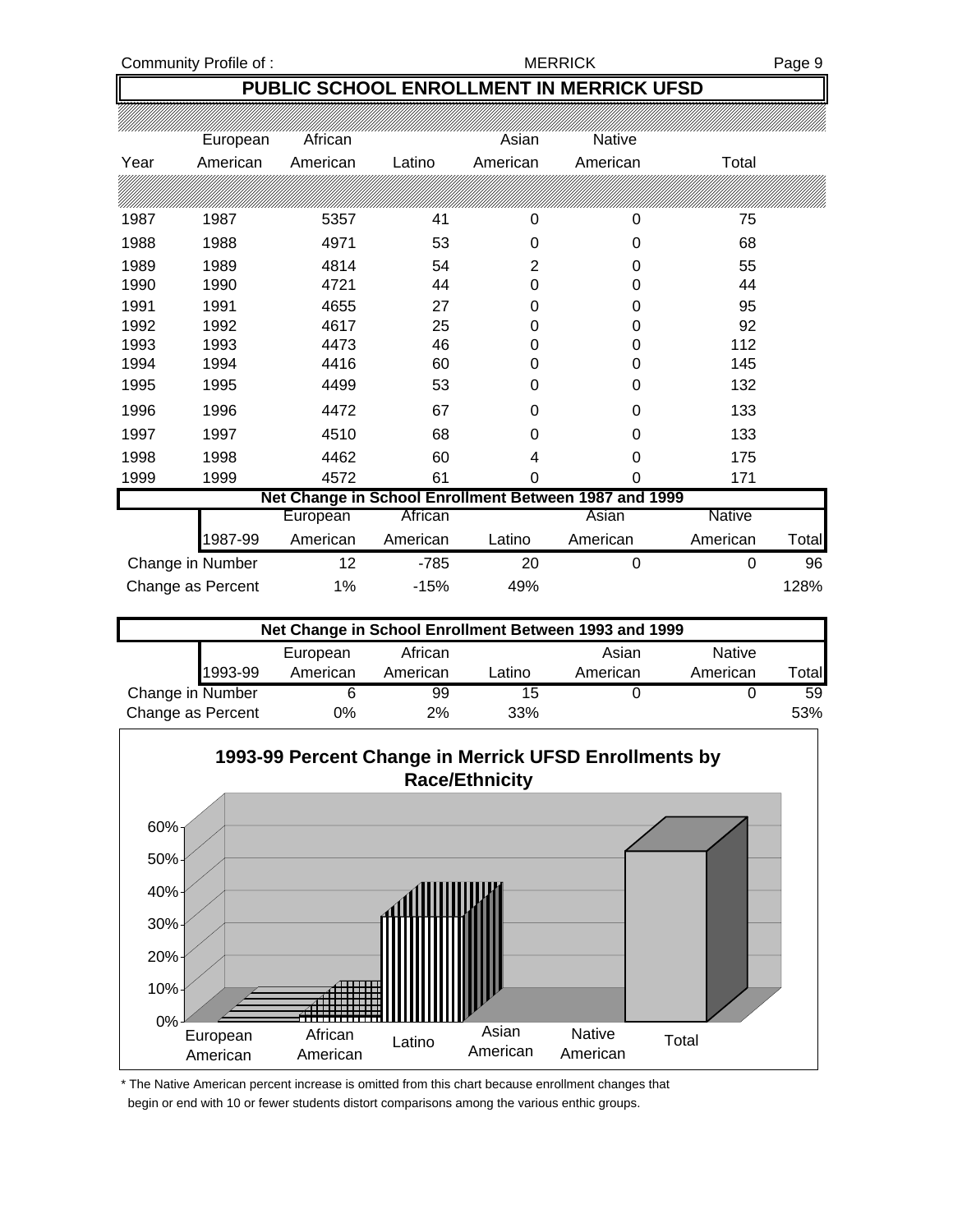## PUBLIC SCHOOL ENROLLMENT IN MERRICK UFSD

| Year | European American | African American | Latino | Asian American | Native American | Total |
|---|---|---|---|---|---|---|
| 1987 | 1987 | 5357 | 41 | 0 | 0 | 75 |
| 1988 | 1988 | 4971 | 53 | 0 | 0 | 68 |
| 1989 | 1989 | 4814 | 54 | 2 | 0 | 55 |
| 1990 | 1990 | 4721 | 44 | 0 | 0 | 44 |
| 1991 | 1991 | 4655 | 27 | 0 | 0 | 95 |
| 1992 | 1992 | 4617 | 25 | 0 | 0 | 92 |
| 1993 | 1993 | 4473 | 46 | 0 | 0 | 112 |
| 1994 | 1994 | 4416 | 60 | 0 | 0 | 145 |
| 1995 | 1995 | 4499 | 53 | 0 | 0 | 132 |
| 1996 | 1996 | 4472 | 67 | 0 | 0 | 133 |
| 1997 | 1997 | 4510 | 68 | 0 | 0 | 133 |
| 1998 | 1998 | 4462 | 60 | 4 | 0 | 175 |
| 1999 | 1999 | 4572 | 61 | 0 | 0 | 171 |

**Net Change in School Enrollment Between 1987 and 1999**

| 1987-99 | European American | African American | Latino | Asian American | Native American | Total |
|---|---|---|---|---|---|---|
| Change in Number | 12 | -785 | 20 | 0 | 0 | 96 |
| Change as Percent | 1% | -15% | 49% | | | 128% |

**Net Change in School Enrollment Between 1993 and 1999**

| 1993-99 | European American | African American | Latino | Asian American | Native American | Total |
|---|---|---|---|---|---|---|
| Change in Number | 6 | 99 | 15 | 0 | 0 | 59 |
| Change as Percent | 0% | 2% | 33% | | | 53% |

**1993-99 Percent Change in Merrick UFSD Enrollments by Race/Ethnicity**

\* The Native American percent increase is omitted from this chart because enrollment changes that begin or end with 10 or fewer students distort comparisons among the various enthic groups.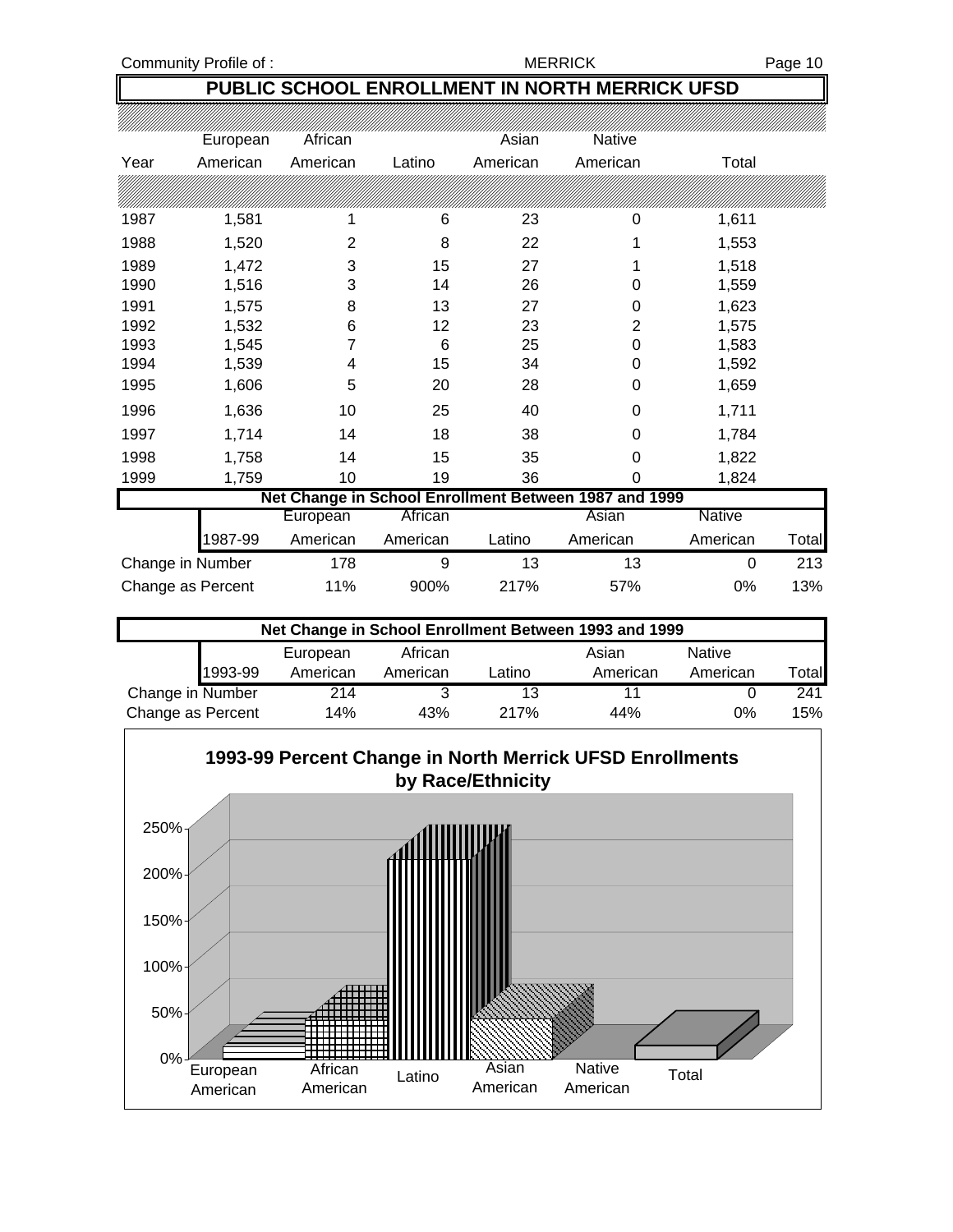## PUBLIC SCHOOL ENROLLMENT IN NORTH MERRICK UFSD

| Year | European American | African American | Latino | Asian American | Native American | Total |
|---|---|---|---|---|---|---|
| 1987 | 1,581 | 1 | 6 | 23 | 0 | 1,611 |
| 1988 | 1,520 | 2 | 8 | 22 | 1 | 1,553 |
| 1989 | 1,472 | 3 | 15 | 27 | 1 | 1,518 |
| 1990 | 1,516 | 3 | 14 | 26 | 0 | 1,559 |
| 1991 | 1,575 | 8 | 13 | 27 | 0 | 1,623 |
| 1992 | 1,532 | 6 | 12 | 23 | 2 | 1,575 |
| 1993 | 1,545 | 7 | 6 | 25 | 0 | 1,583 |
| 1994 | 1,539 | 4 | 15 | 34 | 0 | 1,592 |
| 1995 | 1,606 | 5 | 20 | 28 | 0 | 1,659 |
| 1996 | 1,636 | 10 | 25 | 40 | 0 | 1,711 |
| 1997 | 1,714 | 14 | 18 | 38 | 0 | 1,784 |
| 1998 | 1,758 | 14 | 15 | 35 | 0 | 1,822 |
| 1999 | 1,759 | 10 | 19 | 36 | 0 | 1,824 |

### Net Change in School Enrollment Between 1987 and 1999

| 1987-99 | European American | African American | Latino | Asian American | Native American | Total |
|---|---|---|---|---|---|---|
| Change in Number | 178 | 9 | 13 | 13 | 0 | 213 |
| Change as Percent | 11% | 900% | 217% | 57% | 0% | 13% |

### Net Change in School Enrollment Between 1993 and 1999

| 1993-99 | European American | African American | Latino | Asian American | Native American | Total |
|---|---|---|---|---|---|---|
| Change in Number | 214 | 3 | 13 | 11 | 0 | 241 |
| Change as Percent | 14% | 43% | 217% | 44% | 0% | 15% |

### 1993-99 Percent Change in North Merrick UFSD Enrollments by Race/Ethnicity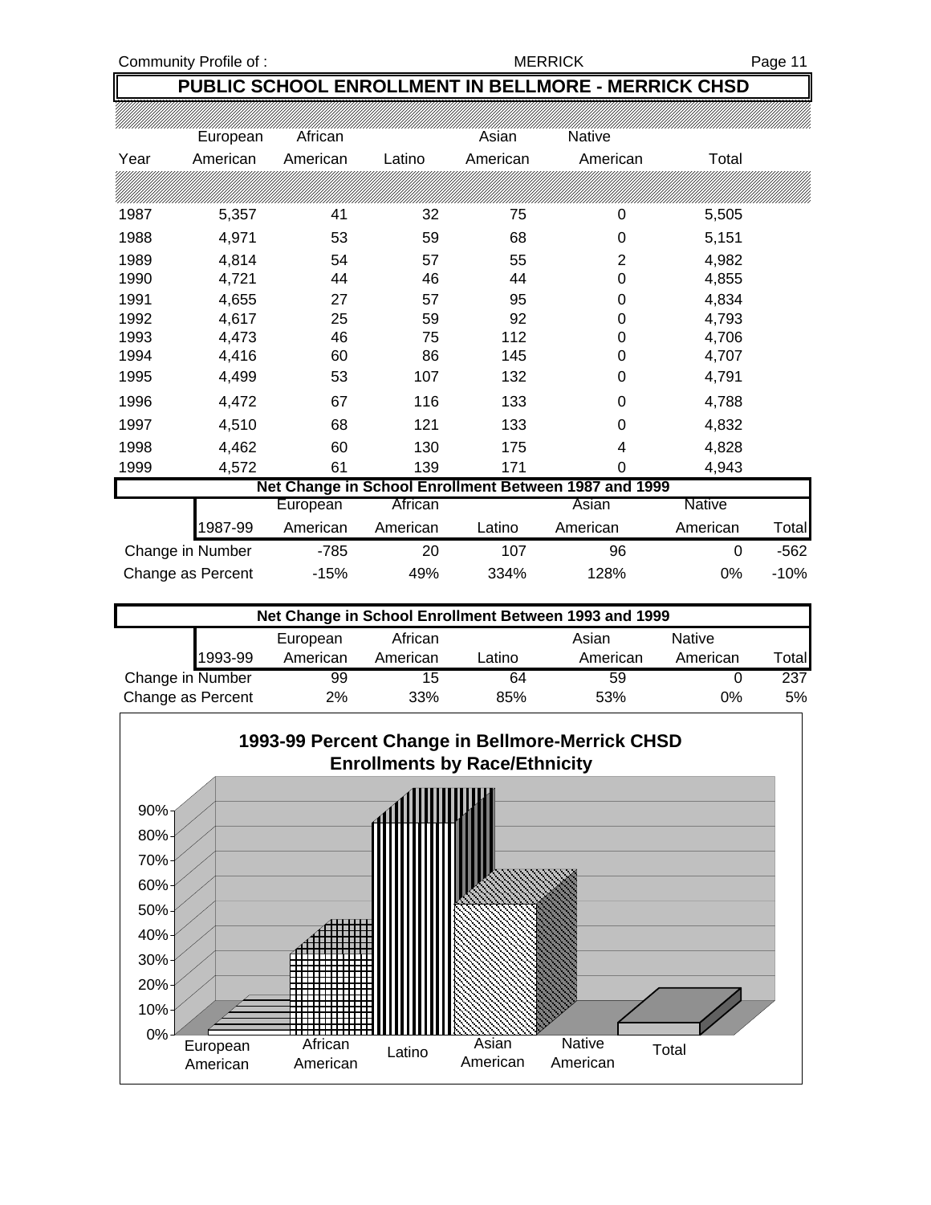## PUBLIC SCHOOL ENROLLMENT IN BELLMORE - MERRICK CHSD

| Year | European American | African American | Latino | Asian American | Native American | Total |
|---|---|---|---|---|---|---|
| 1987 | 5,357 | 41 | 32 | 75 | 0 | 5,505 |
| 1988 | 4,971 | 53 | 59 | 68 | 0 | 5,151 |
| 1989 | 4,814 | 54 | 57 | 55 | 2 | 4,982 |
| 1990 | 4,721 | 44 | 46 | 44 | 0 | 4,855 |
| 1991 | 4,655 | 27 | 57 | 95 | 0 | 4,834 |
| 1992 | 4,617 | 25 | 59 | 92 | 0 | 4,793 |
| 1993 | 4,473 | 46 | 75 | 112 | 0 | 4,706 |
| 1994 | 4,416 | 60 | 86 | 145 | 0 | 4,707 |
| 1995 | 4,499 | 53 | 107 | 132 | 0 | 4,791 |
| 1996 | 4,472 | 67 | 116 | 133 | 0 | 4,788 |
| 1997 | 4,510 | 68 | 121 | 133 | 0 | 4,832 |
| 1998 | 4,462 | 60 | 130 | 175 | 4 | 4,828 |
| 1999 | 4,572 | 61 | 139 | 171 | 0 | 4,943 |

**Net Change in School Enrollment Between 1987 and 1999**

| 1987-99 | European American | African American | Latino | Asian American | Native American | Total |
|---|---|---|---|---|---|---|
| Change in Number | -785 | 20 | 107 | 96 | 0 | -562 |
| Change as Percent | -15% | 49% | 334% | 128% | 0% | -10% |

**Net Change in School Enrollment Between 1993 and 1999**

| 1993-99 | European American | African American | Latino | Asian American | Native American | Total |
|---|---|---|---|---|---|---|
| Change in Number | 99 | 15 | 64 | 59 | 0 | 237 |
| Change as Percent | 2% | 33% | 85% | 53% | 0% | 5% |

**1993-99 Percent Change in Bellmore-Merrick CHSD Enrollments by Race/Ethnicity**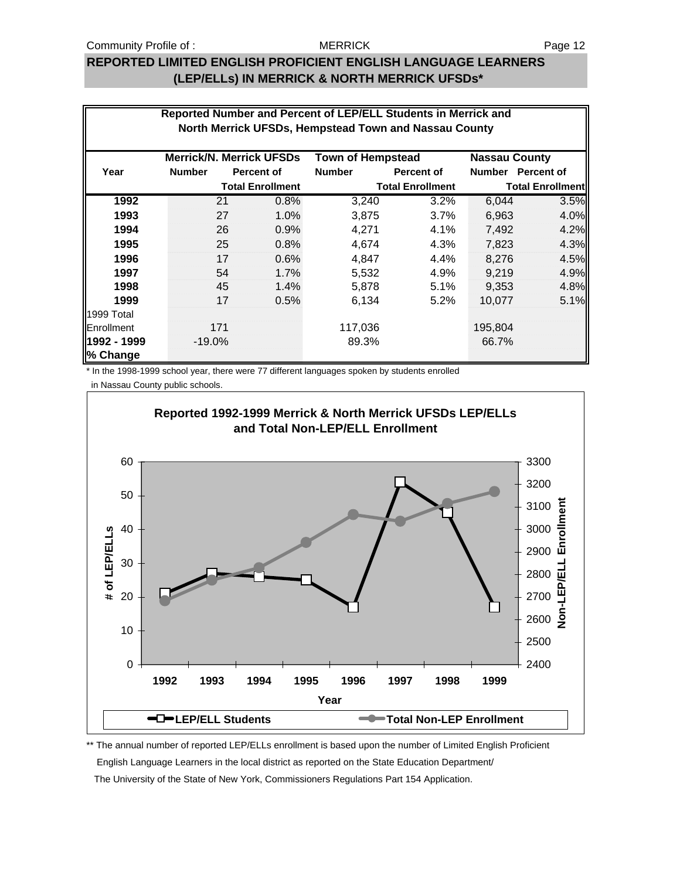## REPORTED LIMITED ENGLISH PROFICIENT ENGLISH LANGUAGE LEARNERS (LEP/ELLs) IN MERRICK & NORTH MERRICK UFSDs*

**Reported Number and Percent of LEP/ELL Students in Merrick and North Merrick UFSDs, Hempstead Town and Nassau County**

| Year | Merrick/N. Merrick UFSDs | | Town of Hempstead | | Nassau County | |
|---|---|---|---|---|---|---|
| | Number | Percent of Total Enrollment | Number | Percent of Total Enrollment | Number | Percent of Total Enrollment |
| **1992** | 21 | 0.8% | 3,240 | 3.2% | 6,044 | 3.5% |
| **1993** | 27 | 1.0% | 3,875 | 3.7% | 6,963 | 4.0% |
| **1994** | 26 | 0.9% | 4,271 | 4.1% | 7,492 | 4.2% |
| **1995** | 25 | 0.8% | 4,674 | 4.3% | 7,823 | 4.3% |
| **1996** | 17 | 0.6% | 4,847 | 4.4% | 8,276 | 4.5% |
| **1997** | 54 | 1.7% | 5,532 | 4.9% | 9,219 | 4.9% |
| **1998** | 45 | 1.4% | 5,878 | 5.1% | 9,353 | 4.8% |
| **1999** | 17 | 0.5% | 6,134 | 5.2% | 10,077 | 5.1% |
| 1999 Total Enrollment | 171 | | 117,036 | | 195,804 | |
| **1992 - 1999 % Change** | -19.0% | | 89.3% | | 66.7% | |

\* In the 1998-1999 school year, there were 77 different languages spoken by students enrolled in Nassau County public schools.

**Reported 1992-1999 Merrick & North Merrick UFSDs LEP/ELLs and Total Non-LEP/ELL Enrollment**

\*\* The annual number of reported LEP/ELLs enrollment is based upon the number of Limited English Proficient English Language Learners in the local district as reported on the State Education Department/ The University of the State of New York, Commissioners Regulations Part 154 Application.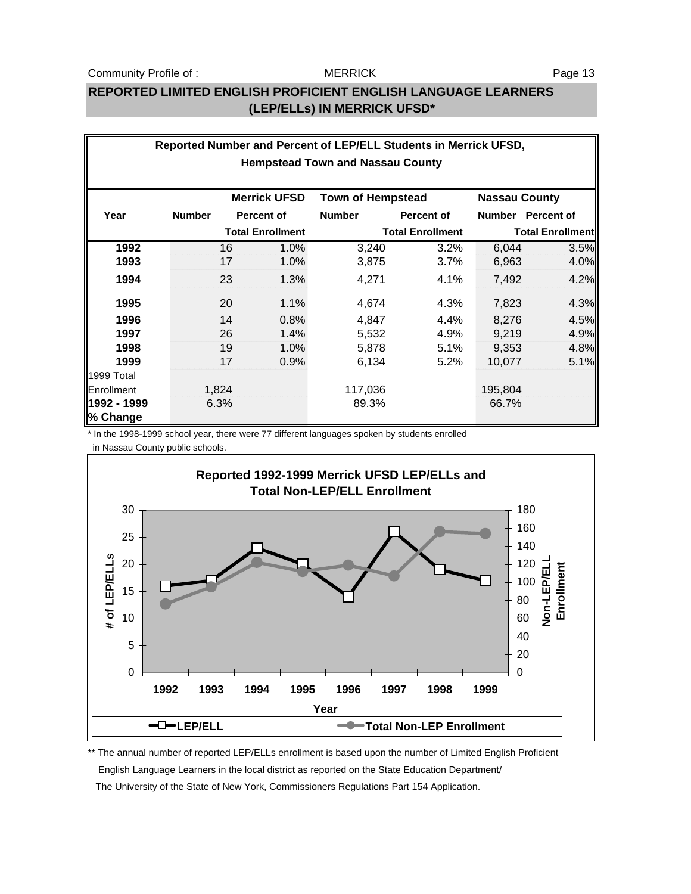## REPORTED LIMITED ENGLISH PROFICIENT ENGLISH LANGUAGE LEARNERS (LEP/ELLs) IN MERRICK UFSD*

**Reported Number and Percent of LEP/ELL Students in Merrick UFSD, Hempstead Town and Nassau County**

| Year | Merrick UFSD Number | Merrick UFSD Percent of Total Enrollment | Town of Hempstead Number | Town of Hempstead Percent of Total Enrollment | Nassau County Number | Nassau County Percent of Total Enrollment |
|---|---|---|---|---|---|---|
| **1992** | 16 | 1.0% | 3,240 | 3.2% | 6,044 | 3.5% |
| **1993** | 17 | 1.0% | 3,875 | 3.7% | 6,963 | 4.0% |
| **1994** | 23 | 1.3% | 4,271 | 4.1% | 7,492 | 4.2% |
| **1995** | 20 | 1.1% | 4,674 | 4.3% | 7,823 | 4.3% |
| **1996** | 14 | 0.8% | 4,847 | 4.4% | 8,276 | 4.5% |
| **1997** | 26 | 1.4% | 5,532 | 4.9% | 9,219 | 4.9% |
| **1998** | 19 | 1.0% | 5,878 | 5.1% | 9,353 | 4.8% |
| **1999** | 17 | 0.9% | 6,134 | 5.2% | 10,077 | 5.1% |
| 1999 Total Enrollment | 1,824 | | 117,036 | | 195,804 | |
| **1992 - 1999 % Change** | 6.3% | | 89.3% | | 66.7% | |

\* In the 1998-1999 school year, there were 77 different languages spoken by students enrolled in Nassau County public schools.

**Reported 1992-1999 Merrick UFSD LEP/ELLs and Total Non-LEP/ELL Enrollment**

| Year | LEP/ELL | Total Non-LEP Enrollment (approx.) |
|---|---|---|
| 1992 | 16 | 76 |
| 1993 | 17 | 94 |
| 1994 | 23 | 122 |
| 1995 | 20 | 112 |
| 1996 | 14 | 119 |
| 1997 | 26 | 107 |
| 1998 | 19 | 156 |
| 1999 | 17 | 154 |

\*\* The annual number of reported LEP/ELLs enrollment is based upon the number of Limited English Proficient English Language Learners in the local district as reported on the State Education Department/ The University of the State of New York, Commissioners Regulations Part 154 Application.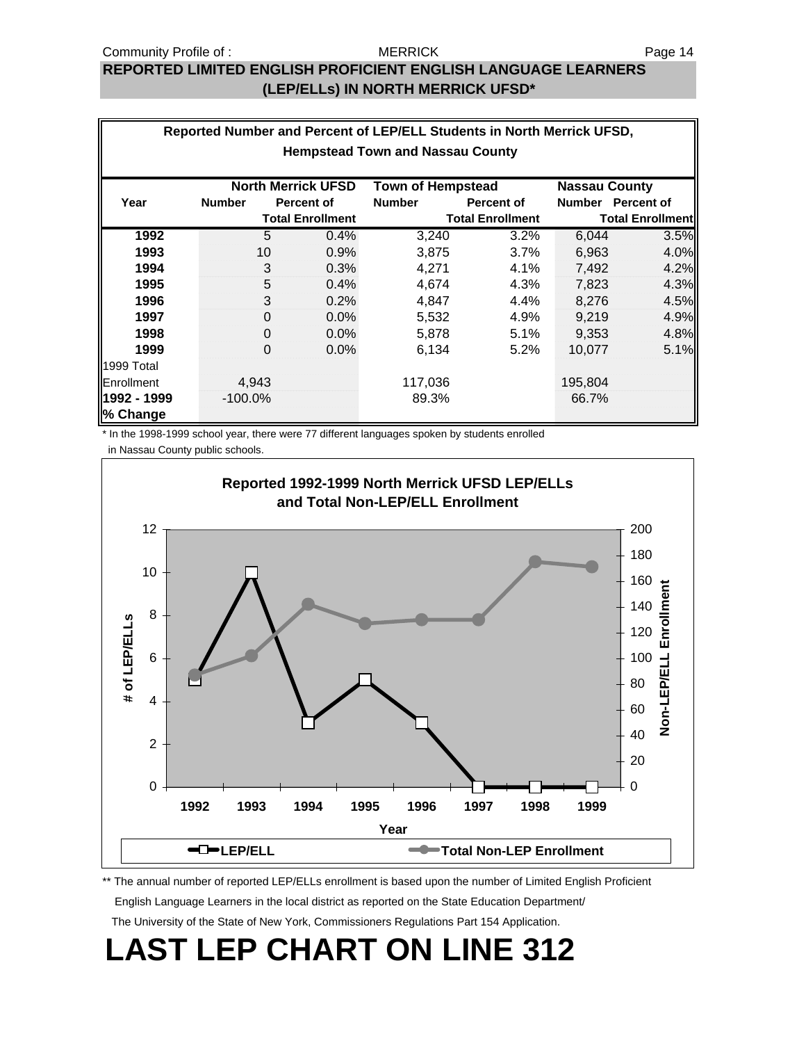## REPORTED LIMITED ENGLISH PROFICIENT ENGLISH LANGUAGE LEARNERS (LEP/ELLs) IN NORTH MERRICK UFSD*

**Reported Number and Percent of LEP/ELL Students in North Merrick UFSD, Hempstead Town and Nassau County**

| Year | North Merrick UFSD Number | North Merrick UFSD Percent of Total Enrollment | Town of Hempstead Number | Town of Hempstead Percent of Total Enrollment | Nassau County Number | Nassau County Percent of Total Enrollment |
|---|---|---|---|---|---|---|
| **1992** | 5 | 0.4% | 3,240 | 3.2% | 6,044 | 3.5% |
| **1993** | 10 | 0.9% | 3,875 | 3.7% | 6,963 | 4.0% |
| **1994** | 3 | 0.3% | 4,271 | 4.1% | 7,492 | 4.2% |
| **1995** | 5 | 0.4% | 4,674 | 4.3% | 7,823 | 4.3% |
| **1996** | 3 | 0.2% | 4,847 | 4.4% | 8,276 | 4.5% |
| **1997** | 0 | 0.0% | 5,532 | 4.9% | 9,219 | 4.9% |
| **1998** | 0 | 0.0% | 5,878 | 5.1% | 9,353 | 4.8% |
| **1999** | 0 | 0.0% | 6,134 | 5.2% | 10,077 | 5.1% |
| 1999 Total Enrollment | 4,943 | | 117,036 | | 195,804 | |
| **1992 - 1999 % Change** | -100.0% | | 89.3% | | 66.7% | |

\* In the 1998-1999 school year, there were 77 different languages spoken by students enrolled in Nassau County public schools.

**Reported 1992-1999 North Merrick UFSD LEP/ELLs and Total Non-LEP/ELL Enrollment**

\*\* The annual number of reported LEP/ELLs enrollment is based upon the number of Limited English Proficient English Language Learners in the local district as reported on the State Education Department/ The University of the State of New York, Commissioners Regulations Part 154 Application.

# LAST LEP CHART ON LINE 312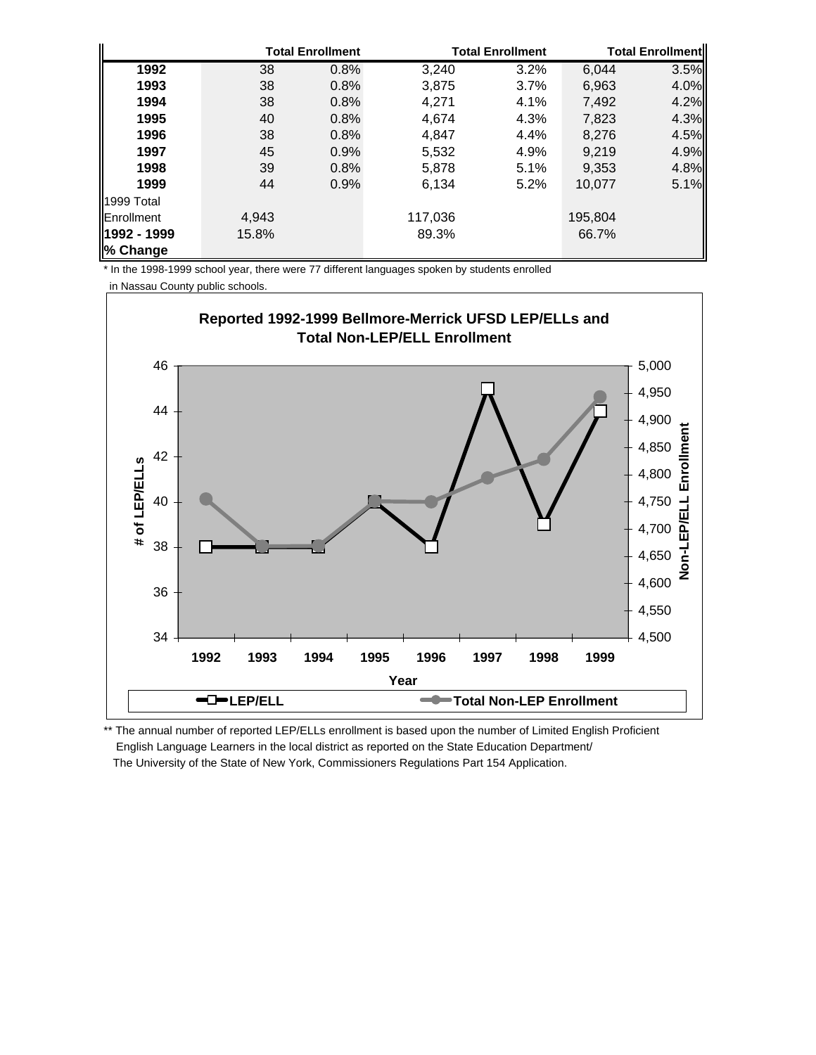| | Total Enrollment | | Total Enrollment | | Total Enrollment | |
|---|---|---|---|---|---|---|
| **1992** | 38 | 0.8% | 3,240 | 3.2% | 6,044 | 3.5% |
| **1993** | 38 | 0.8% | 3,875 | 3.7% | 6,963 | 4.0% |
| **1994** | 38 | 0.8% | 4,271 | 4.1% | 7,492 | 4.2% |
| **1995** | 40 | 0.8% | 4,674 | 4.3% | 7,823 | 4.3% |
| **1996** | 38 | 0.8% | 4,847 | 4.4% | 8,276 | 4.5% |
| **1997** | 45 | 0.9% | 5,532 | 4.9% | 9,219 | 4.9% |
| **1998** | 39 | 0.8% | 5,878 | 5.1% | 9,353 | 4.8% |
| **1999** | 44 | 0.9% | 6,134 | 5.2% | 10,077 | 5.1% |
| 1999 Total Enrollment | 4,943 | | 117,036 | | 195,804 | |
| **1992 - 1999 % Change** | 15.8% | | 89.3% | | 66.7% | |

* In the 1998-1999 school year, there were 77 different languages spoken by students enrolled in Nassau County public schools.

**Reported 1992-1999 Bellmore-Merrick UFSD LEP/ELLs and Total Non-LEP/ELL Enrollment**

| Year | LEP/ELL | Total Non-LEP Enrollment |
|---|---|---|
| 1992 | 38 | |
| 1993 | 38 | |
| 1994 | 38 | |
| 1995 | 40 | |
| 1996 | 38 | |
| 1997 | 45 | |
| 1998 | 39 | |
| 1999 | 44 | |

** The annual number of reported LEP/ELLs enrollment is based upon the number of Limited English Proficient English Language Learners in the local district as reported on the State Education Department/ The University of the State of New York, Commissioners Regulations Part 154 Application.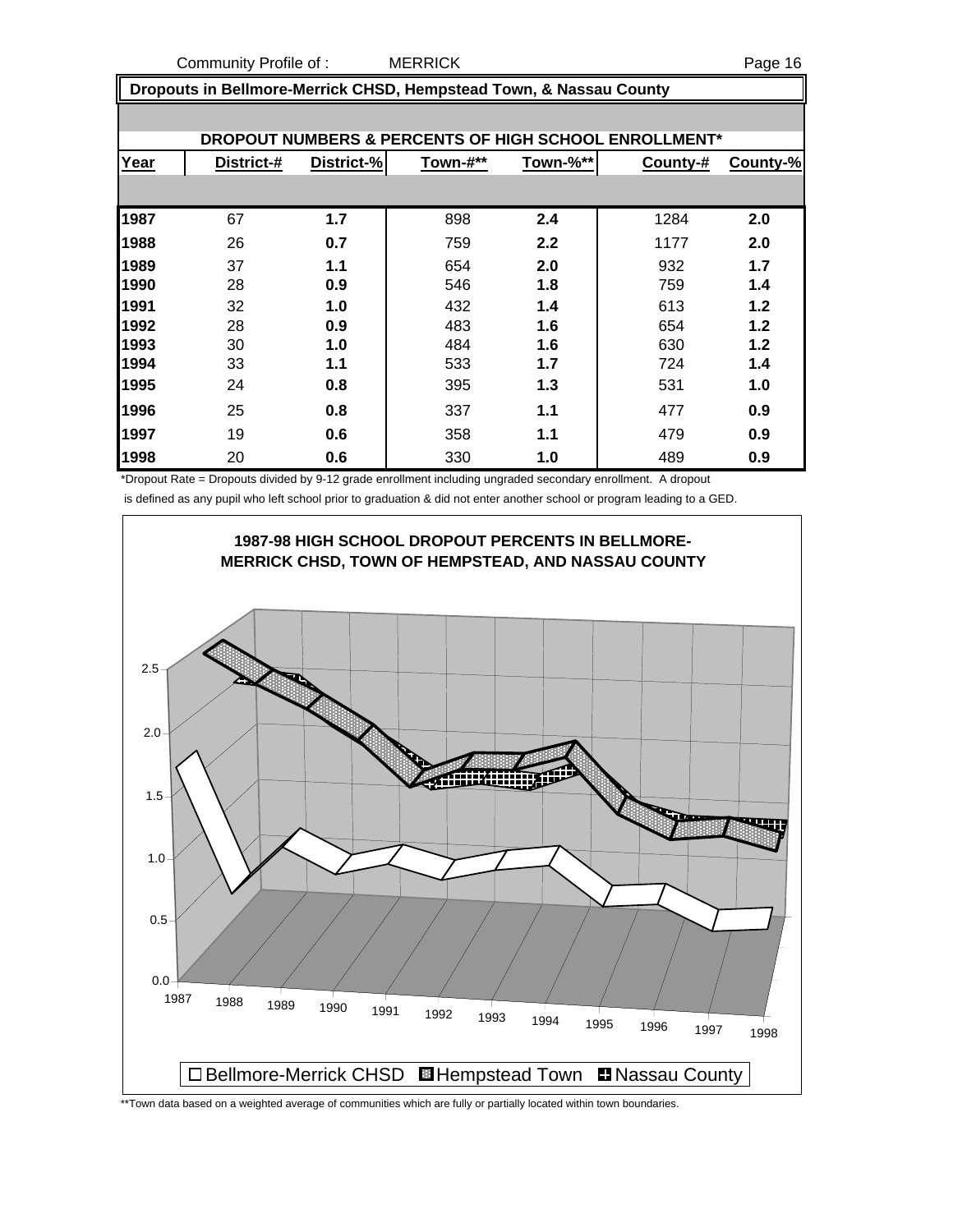## Dropouts in Bellmore-Merrick CHSD, Hempstead Town, & Nassau County

**DROPOUT NUMBERS & PERCENTS OF HIGH SCHOOL ENROLLMENT***

| Year | District-# | District-% | Town-#** | Town-%** | County-# | County-% |
|---|---|---|---|---|---|---|
| 1987 | 67 | 1.7 | 898 | 2.4 | 1284 | 2.0 |
| 1988 | 26 | 0.7 | 759 | 2.2 | 1177 | 2.0 |
| 1989 | 37 | 1.1 | 654 | 2.0 | 932 | 1.7 |
| 1990 | 28 | 0.9 | 546 | 1.8 | 759 | 1.4 |
| 1991 | 32 | 1.0 | 432 | 1.4 | 613 | 1.2 |
| 1992 | 28 | 0.9 | 483 | 1.6 | 654 | 1.2 |
| 1993 | 30 | 1.0 | 484 | 1.6 | 630 | 1.2 |
| 1994 | 33 | 1.1 | 533 | 1.7 | 724 | 1.4 |
| 1995 | 24 | 0.8 | 395 | 1.3 | 531 | 1.0 |
| 1996 | 25 | 0.8 | 337 | 1.1 | 477 | 0.9 |
| 1997 | 19 | 0.6 | 358 | 1.1 | 479 | 0.9 |
| 1998 | 20 | 0.6 | 330 | 1.0 | 489 | 0.9 |

*Dropout Rate = Dropouts divided by 9-12 grade enrollment including ungraded secondary enrollment. A dropout is defined as any pupil who left school prior to graduation & did not enter another school or program leading to a GED.

**1987-98 HIGH SCHOOL DROPOUT PERCENTS IN BELLMORE-MERRICK CHSD, TOWN OF HEMPSTEAD, AND NASSAU COUNTY**

□ Bellmore-Merrick CHSD ▣ Hempstead Town ⊞ Nassau County

**Town data based on a weighted average of communities which are fully or partially located within town boundaries.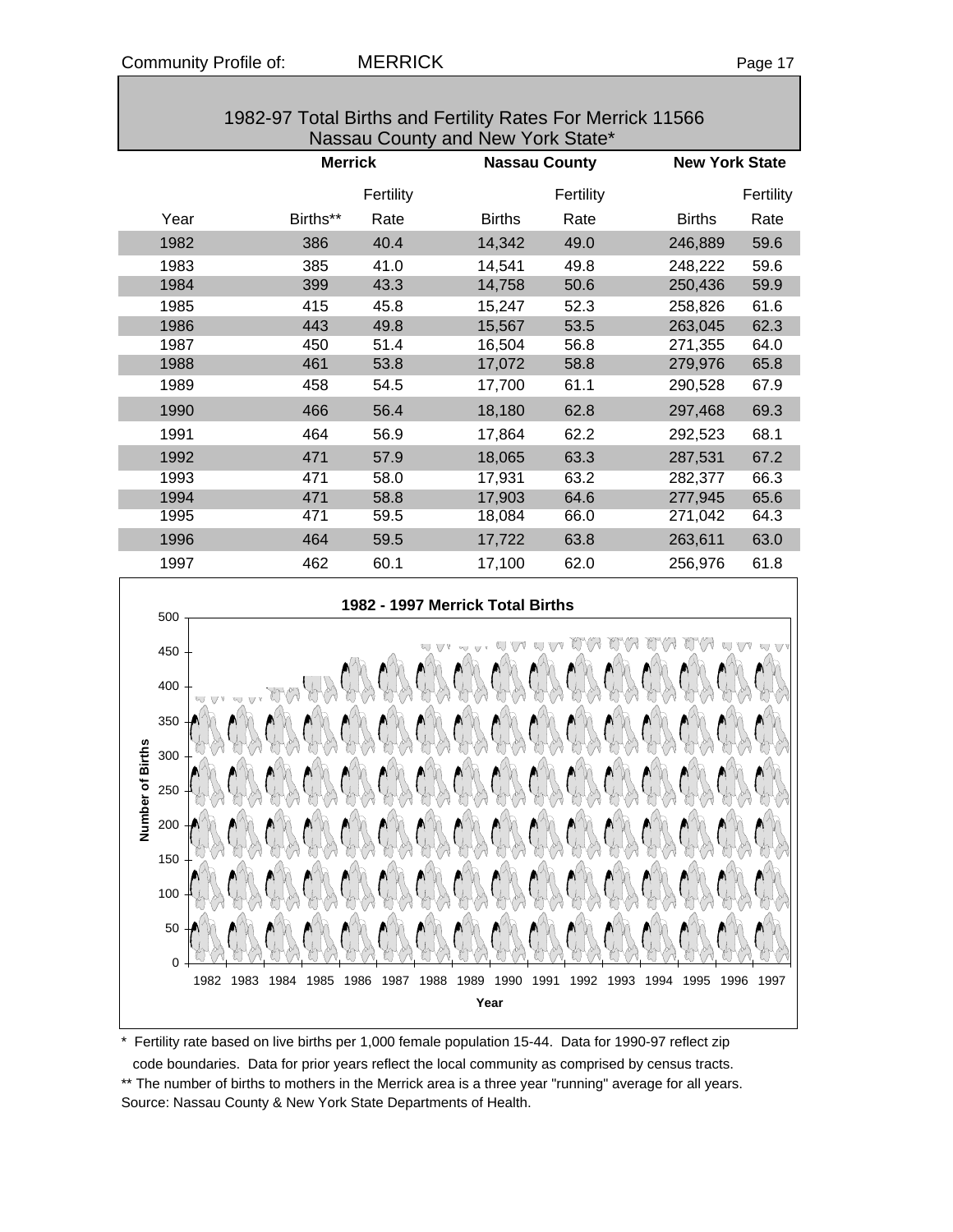## 1982-97 Total Births and Fertility Rates For Merrick 11566 Nassau County and New York State*

| | Merrick | | Nassau County | | New York State | |
|---|---|---|---|---|---|---|
| Year | Births** | Fertility Rate | Births | Fertility Rate | Births | Fertility Rate |
| 1982 | 386 | 40.4 | 14,342 | 49.0 | 246,889 | 59.6 |
| 1983 | 385 | 41.0 | 14,541 | 49.8 | 248,222 | 59.6 |
| 1984 | 399 | 43.3 | 14,758 | 50.6 | 250,436 | 59.9 |
| 1985 | 415 | 45.8 | 15,247 | 52.3 | 258,826 | 61.6 |
| 1986 | 443 | 49.8 | 15,567 | 53.5 | 263,045 | 62.3 |
| 1987 | 450 | 51.4 | 16,504 | 56.8 | 271,355 | 64.0 |
| 1988 | 461 | 53.8 | 17,072 | 58.8 | 279,976 | 65.8 |
| 1989 | 458 | 54.5 | 17,700 | 61.1 | 290,528 | 67.9 |
| 1990 | 466 | 56.4 | 18,180 | 62.8 | 297,468 | 69.3 |
| 1991 | 464 | 56.9 | 17,864 | 62.2 | 292,523 | 68.1 |
| 1992 | 471 | 57.9 | 18,065 | 63.3 | 287,531 | 67.2 |
| 1993 | 471 | 58.0 | 17,931 | 63.2 | 282,377 | 66.3 |
| 1994 | 471 | 58.8 | 17,903 | 64.6 | 277,945 | 65.6 |
| 1995 | 471 | 59.5 | 18,084 | 66.0 | 271,042 | 64.3 |
| 1996 | 464 | 59.5 | 17,722 | 63.8 | 263,611 | 63.0 |
| 1997 | 462 | 60.1 | 17,100 | 62.0 | 256,976 | 61.8 |

**1982 - 1997 Merrick Total Births**

\* Fertility rate based on live births per 1,000 female population 15-44. Data for 1990-97 reflect zip code boundaries. Data for prior years reflect the local community as comprised by census tracts.

** The number of births to mothers in the Merrick area is a three year "running" average for all years.

Source: Nassau County & New York State Departments of Health.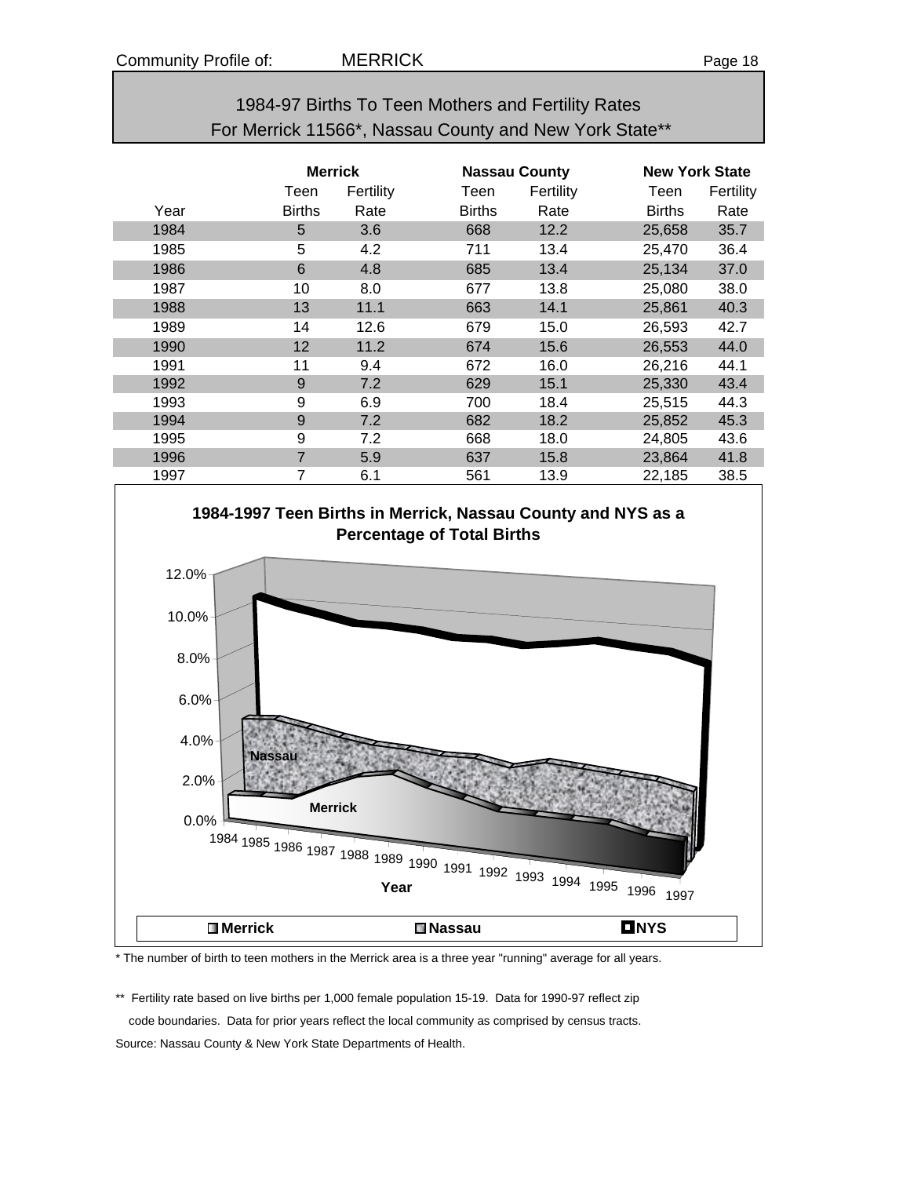## 1984-97 Births To Teen Mothers and Fertility Rates
## For Merrick 11566*, Nassau County and New York State**

| | Merrick | | Nassau County | | New York State | |
|---|---|---|---|---|---|---|
| Year | Teen Births | Fertility Rate | Teen Births | Fertility Rate | Teen Births | Fertility Rate |
| 1984 | 5 | 3.6 | 668 | 12.2 | 25,658 | 35.7 |
| 1985 | 5 | 4.2 | 711 | 13.4 | 25,470 | 36.4 |
| 1986 | 6 | 4.8 | 685 | 13.4 | 25,134 | 37.0 |
| 1987 | 10 | 8.0 | 677 | 13.8 | 25,080 | 38.0 |
| 1988 | 13 | 11.1 | 663 | 14.1 | 25,861 | 40.3 |
| 1989 | 14 | 12.6 | 679 | 15.0 | 26,593 | 42.7 |
| 1990 | 12 | 11.2 | 674 | 15.6 | 26,553 | 44.0 |
| 1991 | 11 | 9.4 | 672 | 16.0 | 26,216 | 44.1 |
| 1992 | 9 | 7.2 | 629 | 15.1 | 25,330 | 43.4 |
| 1993 | 9 | 6.9 | 700 | 18.4 | 25,515 | 44.3 |
| 1994 | 9 | 7.2 | 682 | 18.2 | 25,852 | 45.3 |
| 1995 | 9 | 7.2 | 668 | 18.0 | 24,805 | 43.6 |
| 1996 | 7 | 5.9 | 637 | 15.8 | 23,864 | 41.8 |
| 1997 | 7 | 6.1 | 561 | 13.9 | 22,185 | 38.5 |

**1984-1997 Teen Births in Merrick, Nassau County and NYS as a Percentage of Total Births**

\* The number of birth to teen mothers in the Merrick area is a three year "running" average for all years.

\*\* Fertility rate based on live births per 1,000 female population 15-19. Data for 1990-97 reflect zip code boundaries. Data for prior years reflect the local community as comprised by census tracts.

Source: Nassau County & New York State Departments of Health.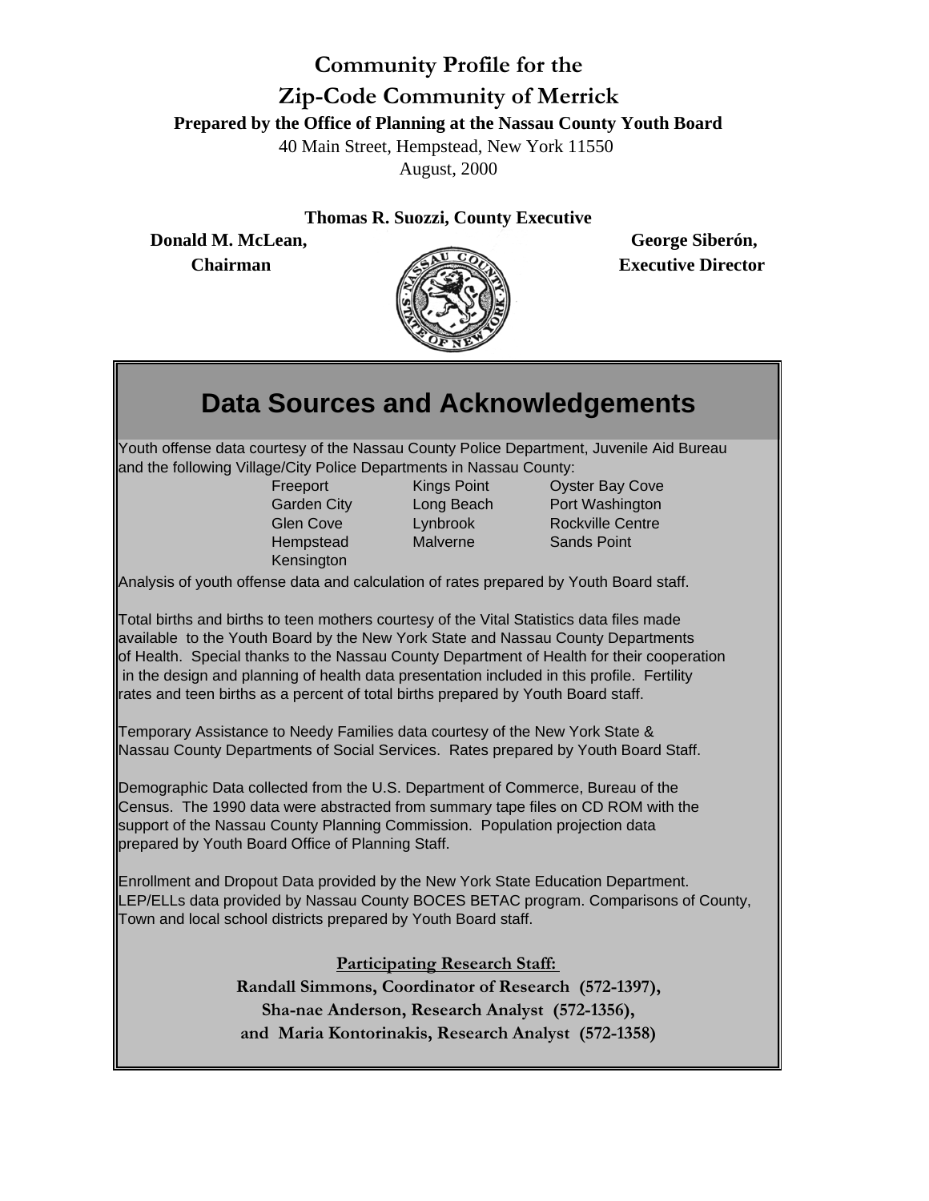# Community Profile for the Zip-Code Community of Merrick

**Prepared by the Office of Planning at the Nassau County Youth Board**

40 Main Street, Hempstead, New York 11550

August, 2000

**Thomas R. Suozzi, County Executive**

**Donald M. McLean, Chairman**

**George Siberón, Executive Director**

## Data Sources and Acknowledgements

Youth offense data courtesy of the Nassau County Police Department, Juvenile Aid Bureau and the following Village/City Police Departments in Nassau County:

| | | |
|---|---|---|
| Freeport | Kings Point | Oyster Bay Cove |
| Garden City | Long Beach | Port Washington |
| Glen Cove | Lynbrook | Rockville Centre |
| Hempstead | Malverne | Sands Point |
| Kensington | | |

Analysis of youth offense data and calculation of rates prepared by Youth Board staff.

Total births and births to teen mothers courtesy of the Vital Statistics data files made available to the Youth Board by the New York State and Nassau County Departments of Health. Special thanks to the Nassau County Department of Health for their cooperation in the design and planning of health data presentation included in this profile. Fertility rates and teen births as a percent of total births prepared by Youth Board staff.

Temporary Assistance to Needy Families data courtesy of the New York State & Nassau County Departments of Social Services. Rates prepared by Youth Board Staff.

Demographic Data collected from the U.S. Department of Commerce, Bureau of the Census. The 1990 data were abstracted from summary tape files on CD ROM with the support of the Nassau County Planning Commission. Population projection data prepared by Youth Board Office of Planning Staff.

Enrollment and Dropout Data provided by the New York State Education Department. LEP/ELLs data provided by Nassau County BOCES BETAC program. Comparisons of County, Town and local school districts prepared by Youth Board staff.

**Participating Research Staff:**

**Randall Simmons, Coordinator of Research (572-1397),**
**Sha-nae Anderson, Research Analyst (572-1356),**
**and Maria Kontorinakis, Research Analyst (572-1358)**